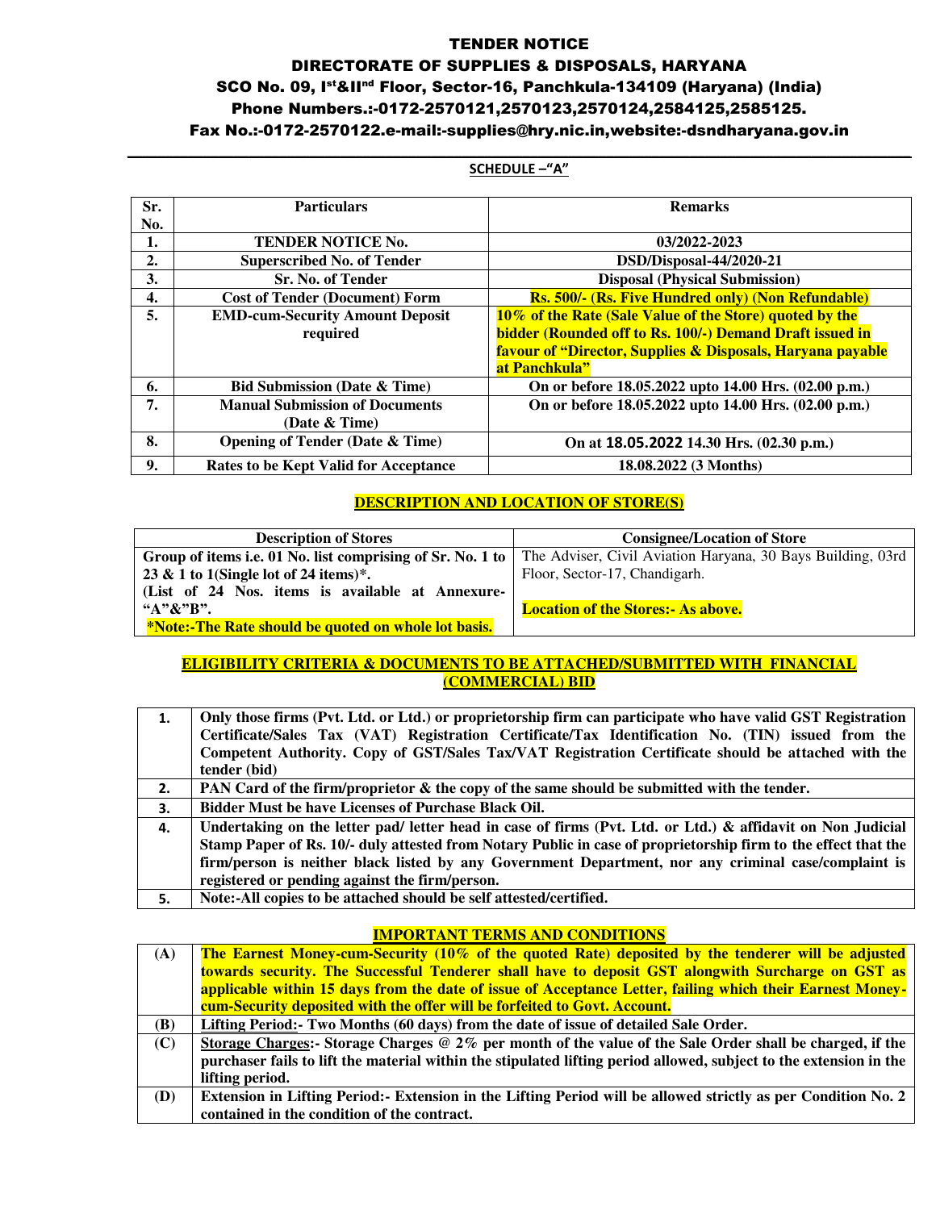# TENDER NOTICE

## DIRECTORATE OF SUPPLIES & DISPOSALS, HARYANA

### SCO No. 09, Ist&IInd Floor, Sector-16, Panchkula-134109 (Haryana) (India)

### Phone Numbers.:-0172-2570121,2570123,2570124,2584125,2585125.

### Fax No.:-0172-2570122.e-mail:-supplies@hry.nic.in,website:-dsndharyana.gov.in

**SCHEDULE –"A"**

| Sr. No. | Particulars | Remarks |
|---|---|---|
| 1. | **TENDER NOTICE No.** | **03/2022-2023** |
| 2. | **Superscribed No. of Tender** | **DSD/Disposal-44/2020-21** |
| 3. | **Sr. No. of Tender** | **Disposal (Physical Submission)** |
| 4. | **Cost of Tender (Document) Form** | **Rs. 500/- (Rs. Five Hundred only) (Non Refundable)** |
| 5. | **EMD-cum-Security Amount Deposit required** | **10% of the Rate (Sale Value of the Store) quoted by the bidder (Rounded off to Rs. 100/-) Demand Draft issued in favour of "Director, Supplies & Disposals, Haryana payable at Panchkula"** |
| 6. | **Bid Submission (Date & Time)** | **On or before 18.05.2022 upto 14.00 Hrs. (02.00 p.m.)** |
| 7. | **Manual Submission of Documents (Date & Time)** | **On or before 18.05.2022 upto 14.00 Hrs. (02.00 p.m.)** |
| 8. | **Opening of Tender (Date & Time)** | **On at 18.05.2022 14.30 Hrs. (02.30 p.m.)** |
| 9. | **Rates to be Kept Valid for Acceptance** | **18.08.2022 (3 Months)** |

**DESCRIPTION AND LOCATION OF STORE(S)**

| Description of Stores | Consignee/Location of Store |
|---|---|
| **Group of items i.e. 01 No. list comprising of Sr. No. 1 to 23 & 1 to 1(Single lot of 24 items)*.** **(List of 24 Nos. items is available at Annexure-"A"&"B".** ***Note:-The Rate should be quoted on whole lot basis.** | The Adviser, Civil Aviation Haryana, 30 Bays Building, 03rd Floor, Sector-17, Chandigarh. **Location of the Stores:- As above.** |

**ELIGIBILITY CRITERIA & DOCUMENTS TO BE ATTACHED/SUBMITTED WITH FINANCIAL (COMMERCIAL) BID**

| | |
|---|---|
| 1. | **Only those firms (Pvt. Ltd. or Ltd.) or proprietorship firm can participate who have valid GST Registration Certificate/Sales Tax (VAT) Registration Certificate/Tax Identification No. (TIN) issued from the Competent Authority. Copy of GST/Sales Tax/VAT Registration Certificate should be attached with the tender (bid)** |
| 2. | **PAN Card of the firm/proprietor & the copy of the same should be submitted with the tender.** |
| 3. | **Bidder Must be have Licenses of Purchase Black Oil.** |
| 4. | **Undertaking on the letter pad/ letter head in case of firms (Pvt. Ltd. or Ltd.) & affidavit on Non Judicial Stamp Paper of Rs. 10/- duly attested from Notary Public in case of proprietorship firm to the effect that the firm/person is neither black listed by any Government Department, nor any criminal case/complaint is registered or pending against the firm/person.** |
| 5. | **Note:-All copies to be attached should be self attested/certified.** |

**IMPORTANT TERMS AND CONDITIONS**

| | |
|---|---|
| (A) | **The Earnest Money-cum-Security (10% of the quoted Rate) deposited by the tenderer will be adjusted towards security. The Successful Tenderer shall have to deposit GST alongwith Surcharge on GST as applicable within 15 days from the date of issue of Acceptance Letter, failing which their Earnest Money-cum-Security deposited with the offer will be forfeited to Govt. Account.** |
| (B) | **Lifting Period:- Two Months (60 days) from the date of issue of detailed Sale Order.** |
| (C) | **Storage Charges:- Storage Charges @ 2% per month of the value of the Sale Order shall be charged, if the purchaser fails to lift the material within the stipulated lifting period allowed, subject to the extension in the lifting period.** |
| (D) | **Extension in Lifting Period:- Extension in the Lifting Period will be allowed strictly as per Condition No. 2 contained in the condition of the contract.** |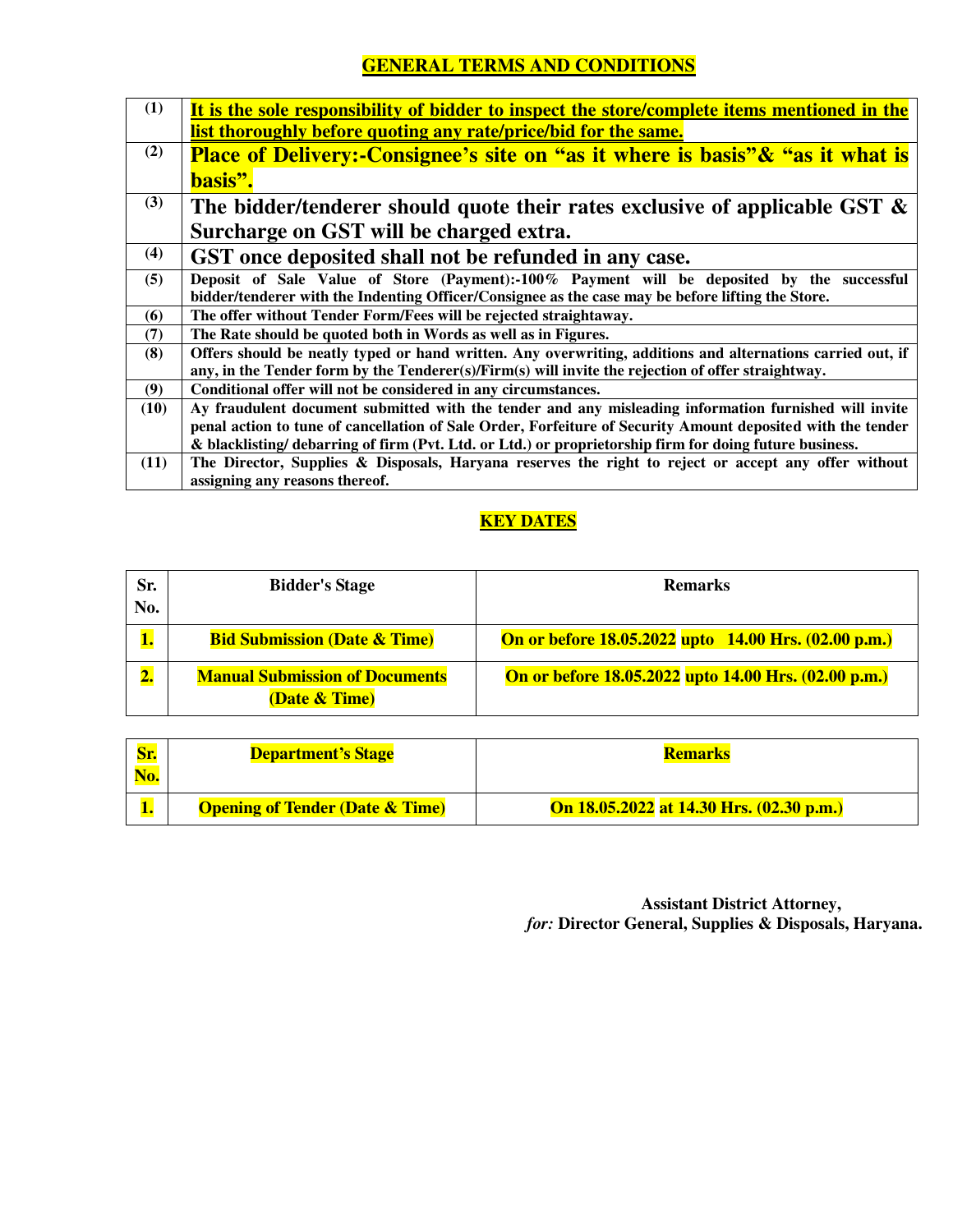## GENERAL TERMS AND CONDITIONS

| | |
|---|---|
| (1) | **It is the sole responsibility of bidder to inspect the store/complete items mentioned in the list thoroughly before quoting any rate/price/bid for the same.** |
| (2) | **Place of Delivery:-Consignee's site on "as it where is basis"& "as it what is basis".** |
| (3) | **The bidder/tenderer should quote their rates exclusive of applicable GST & Surcharge on GST will be charged extra.** |
| (4) | **GST once deposited shall not be refunded in any case.** |
| (5) | **Deposit of Sale Value of Store (Payment):-100% Payment will be deposited by the successful bidder/tenderer with the Indenting Officer/Consignee as the case may be before lifting the Store.** |
| (6) | **The offer without Tender Form/Fees will be rejected straightaway.** |
| (7) | **The Rate should be quoted both in Words as well as in Figures.** |
| (8) | **Offers should be neatly typed or hand written. Any overwriting, additions and alternations carried out, if any, in the Tender form by the Tenderer(s)/Firm(s) will invite the rejection of offer straightway.** |
| (9) | **Conditional offer will not be considered in any circumstances.** |
| (10) | **Ay fraudulent document submitted with the tender and any misleading information furnished will invite penal action to tune of cancellation of Sale Order, Forfeiture of Security Amount deposited with the tender & blacklisting/ debarring of firm (Pvt. Ltd. or Ltd.) or proprietorship firm for doing future business.** |
| (11) | **The Director, Supplies & Disposals, Haryana reserves the right to reject or accept any offer without assigning any reasons thereof.** |

## KEY DATES

| Sr. No. | Bidder's Stage | Remarks |
|---|---|---|
| **1.** | **Bid Submission (Date & Time)** | **On or before 18.05.2022 upto 14.00 Hrs. (02.00 p.m.)** |
| **2.** | **Manual Submission of Documents (Date & Time)** | **On or before 18.05.2022 upto 14.00 Hrs. (02.00 p.m.)** |

| Sr. No. | Department's Stage | Remarks |
|---|---|---|
| **1.** | **Opening of Tender (Date & Time)** | **On 18.05.2022 at 14.30 Hrs. (02.30 p.m.)** |

**Assistant District Attorney,**
*for:* **Director General, Supplies & Disposals, Haryana.**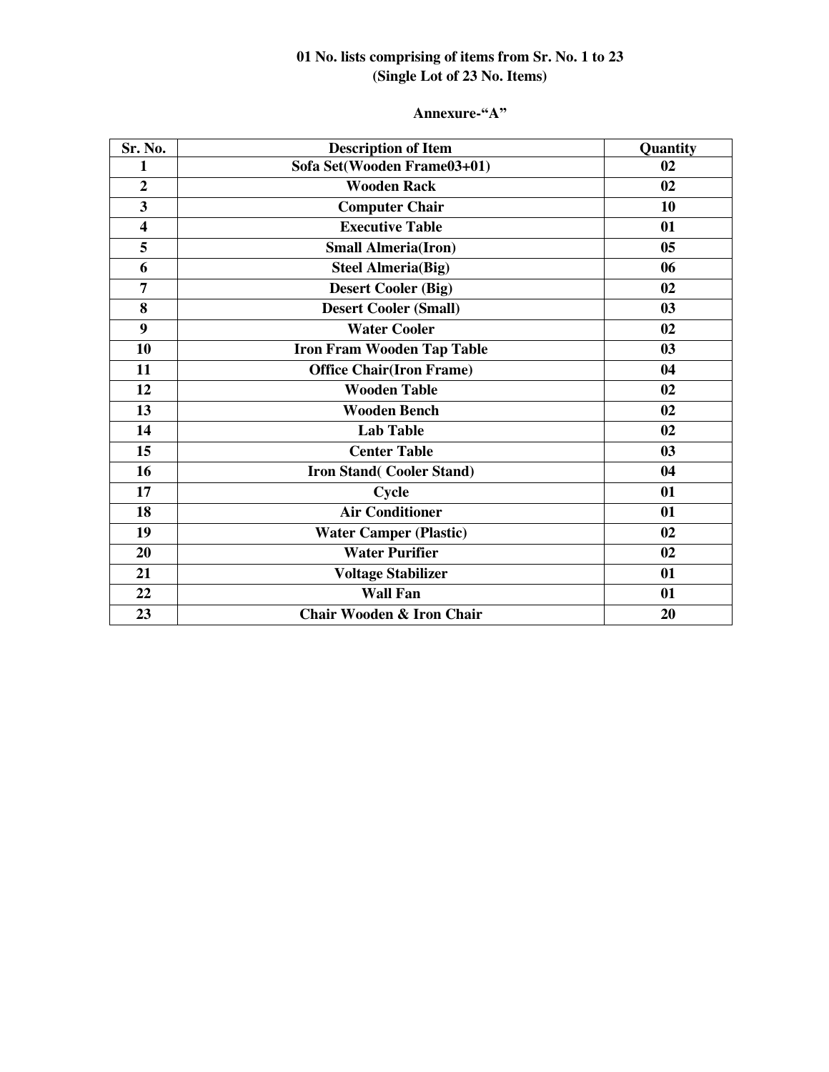**01 No. lists comprising of items from Sr. No. 1 to 23**
**(Single Lot of 23 No. Items)**

**Annexure-"A"**

| Sr. No. | Description of Item | Quantity |
|---|---|---|
| 1 | Sofa Set(Wooden Frame03+01) | 02 |
| 2 | Wooden Rack | 02 |
| 3 | Computer Chair | 10 |
| 4 | Executive Table | 01 |
| 5 | Small Almeria(Iron) | 05 |
| 6 | Steel Almeria(Big) | 06 |
| 7 | Desert Cooler (Big) | 02 |
| 8 | Desert Cooler (Small) | 03 |
| 9 | Water Cooler | 02 |
| 10 | Iron Fram Wooden Tap Table | 03 |
| 11 | Office Chair(Iron Frame) | 04 |
| 12 | Wooden Table | 02 |
| 13 | Wooden Bench | 02 |
| 14 | Lab Table | 02 |
| 15 | Center Table | 03 |
| 16 | Iron Stand( Cooler Stand) | 04 |
| 17 | Cycle | 01 |
| 18 | Air Conditioner | 01 |
| 19 | Water Camper (Plastic) | 02 |
| 20 | Water Purifier | 02 |
| 21 | Voltage Stabilizer | 01 |
| 22 | Wall Fan | 01 |
| 23 | Chair Wooden & Iron Chair | 20 |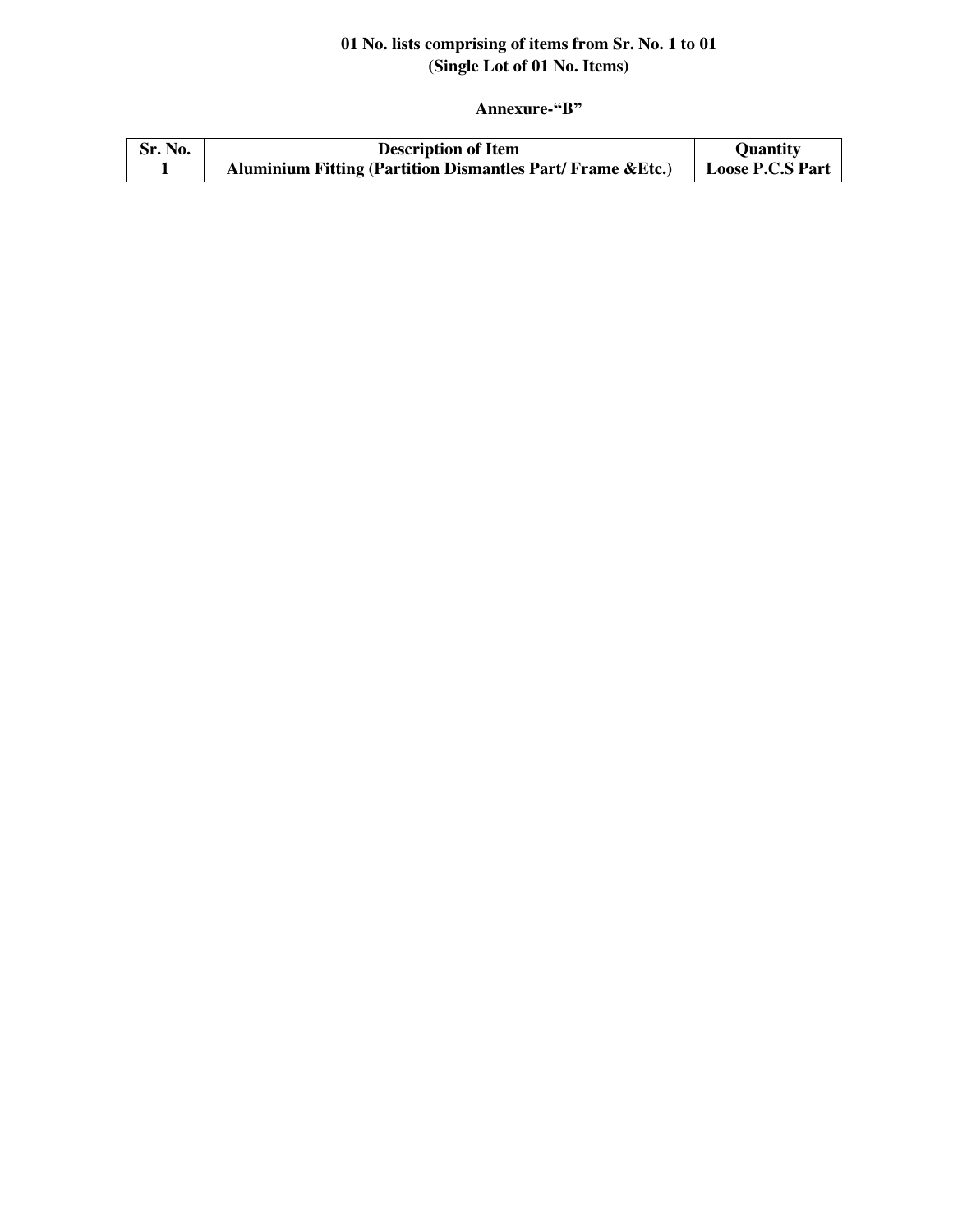**01 No. lists comprising of items from Sr. No. 1 to 01**
**(Single Lot of 01 No. Items)**

**Annexure-“B”**

| Sr. No. | Description of Item | Quantity |
|---|---|---|
| 1 | Aluminium Fitting (Partition Dismantles Part/ Frame &Etc.) | Loose P.C.S Part |